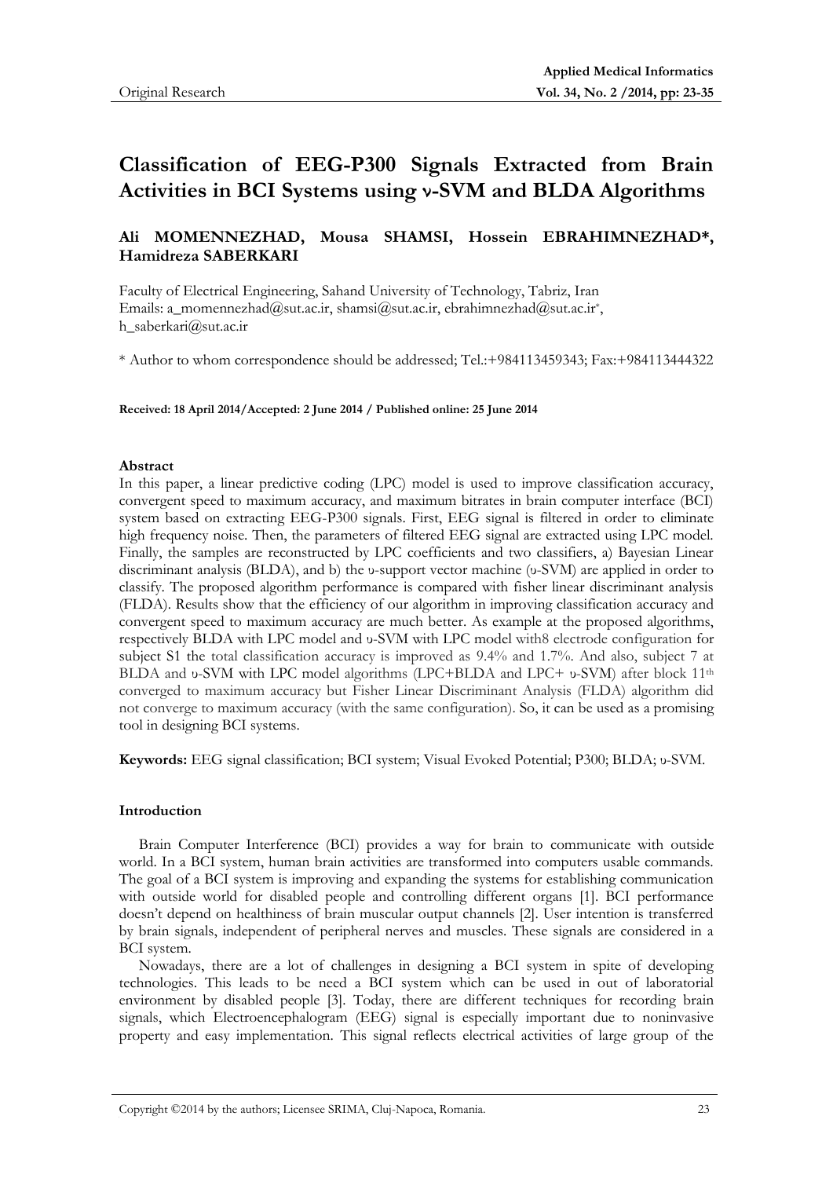Original Research

# Classification of EEG-P300 Signals Extracted from Brain Activities in BCI Systems using ν-SVM and BLDA Algorithms

**Ali MOMENNEZHAD, Mousa SHAMSI, Hossein EBRAHIMNEZHAD\*, Hamidreza SABERKARI**

Faculty of Electrical Engineering, Sahand University of Technology, Tabriz, Iran
Emails: a_momennezhad@sut.ac.ir, shamsi@sut.ac.ir, ebrahimnezhad@sut.ac.ir\*, h_saberkari@sut.ac.ir

\* Author to whom correspondence should be addressed; Tel.:+984113459343; Fax:+984113444322

**Received: 18 April 2014/Accepted: 2 June 2014 / Published online: 25 June 2014**

## Abstract

In this paper, a linear predictive coding (LPC) model is used to improve classification accuracy, convergent speed to maximum accuracy, and maximum bitrates in brain computer interface (BCI) system based on extracting EEG-P300 signals. First, EEG signal is filtered in order to eliminate high frequency noise. Then, the parameters of filtered EEG signal are extracted using LPC model. Finally, the samples are reconstructed by LPC coefficients and two classifiers, a) Bayesian Linear discriminant analysis (BLDA), and b) the υ-support vector machine (υ-SVM) are applied in order to classify. The proposed algorithm performance is compared with fisher linear discriminant analysis (FLDA). Results show that the efficiency of our algorithm in improving classification accuracy and convergent speed to maximum accuracy are much better. As example at the proposed algorithms, respectively BLDA with LPC model and υ-SVM with LPC model with8 electrode configuration for subject S1 the total classification accuracy is improved as 9.4% and 1.7%. And also, subject 7 at BLDA and υ-SVM with LPC model algorithms (LPC+BLDA and LPC+ υ-SVM) after block 11th converged to maximum accuracy but Fisher Linear Discriminant Analysis (FLDA) algorithm did not converge to maximum accuracy (with the same configuration). So, it can be used as a promising tool in designing BCI systems.

**Keywords:** EEG signal classification; BCI system; Visual Evoked Potential; P300; BLDA; υ-SVM.

## Introduction

Brain Computer Interference (BCI) provides a way for brain to communicate with outside world. In a BCI system, human brain activities are transformed into computers usable commands. The goal of a BCI system is improving and expanding the systems for establishing communication with outside world for disabled people and controlling different organs [1]. BCI performance doesn't depend on healthiness of brain muscular output channels [2]. User intention is transferred by brain signals, independent of peripheral nerves and muscles. These signals are considered in a BCI system.

Nowadays, there are a lot of challenges in designing a BCI system in spite of developing technologies. This leads to be need a BCI system which can be used in out of laboratorial environment by disabled people [3]. Today, there are different techniques for recording brain signals, which Electroencephalogram (EEG) signal is especially important due to noninvasive property and easy implementation. This signal reflects electrical activities of large group of the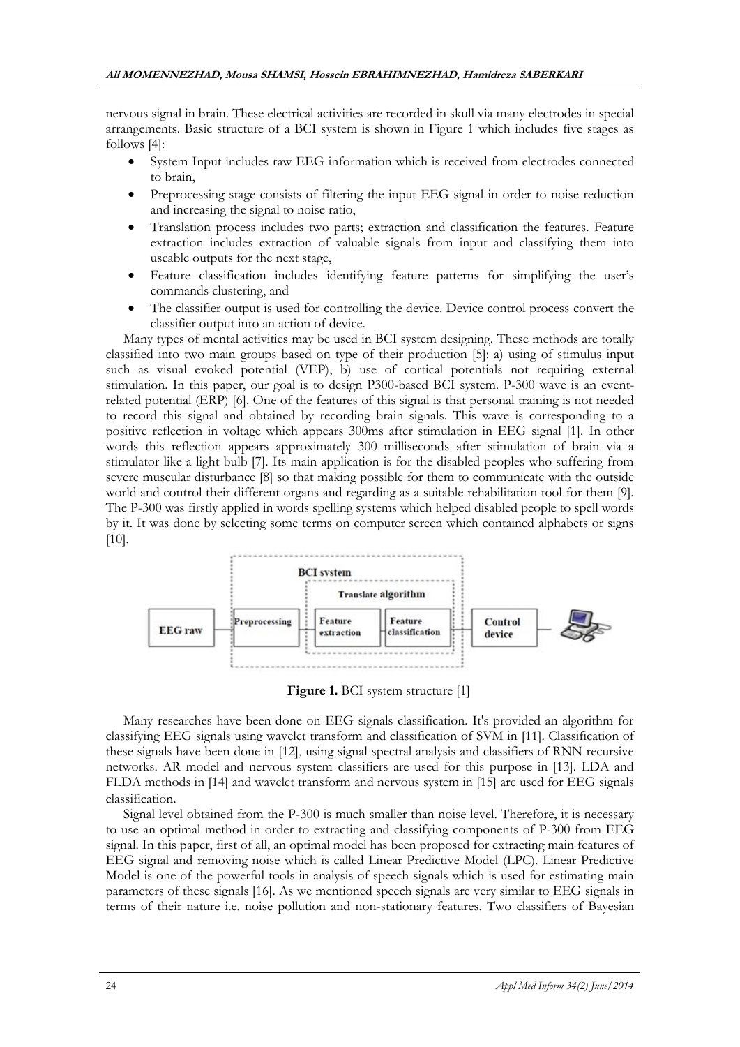nervous signal in brain. These electrical activities are recorded in skull via many electrodes in special arrangements. Basic structure of a BCI system is shown in Figure 1 which includes five stages as follows [4]:

- System Input includes raw EEG information which is received from electrodes connected to brain,
- Preprocessing stage consists of filtering the input EEG signal in order to noise reduction and increasing the signal to noise ratio,
- Translation process includes two parts; extraction and classification the features. Feature extraction includes extraction of valuable signals from input and classifying them into useable outputs for the next stage,
- Feature classification includes identifying feature patterns for simplifying the user's commands clustering, and
- The classifier output is used for controlling the device. Device control process convert the classifier output into an action of device.

Many types of mental activities may be used in BCI system designing. These methods are totally classified into two main groups based on type of their production [5]: a) using of stimulus input such as visual evoked potential (VEP), b) use of cortical potentials not requiring external stimulation. In this paper, our goal is to design P300-based BCI system. P-300 wave is an event-related potential (ERP) [6]. One of the features of this signal is that personal training is not needed to record this signal and obtained by recording brain signals. This wave is corresponding to a positive reflection in voltage which appears 300ms after stimulation in EEG signal [1]. In other words this reflection appears approximately 300 milliseconds after stimulation of brain via a stimulator like a light bulb [7]. Its main application is for the disabled peoples who suffering from severe muscular disturbance [8] so that making possible for them to communicate with the outside world and control their different organs and regarding as a suitable rehabilitation tool for them [9]. The P-300 was firstly applied in words spelling systems which helped disabled people to spell words by it. It was done by selecting some terms on computer screen which contained alphabets or signs [10].

**Figure 1.** BCI system structure [1]

Many researches have been done on EEG signals classification. It's provided an algorithm for classifying EEG signals using wavelet transform and classification of SVM in [11]. Classification of these signals have been done in [12], using signal spectral analysis and classifiers of RNN recursive networks. AR model and nervous system classifiers are used for this purpose in [13]. LDA and FLDA methods in [14] and wavelet transform and nervous system in [15] are used for EEG signals classification.

Signal level obtained from the P-300 is much smaller than noise level. Therefore, it is necessary to use an optimal method in order to extracting and classifying components of P-300 from EEG signal. In this paper, first of all, an optimal model has been proposed for extracting main features of EEG signal and removing noise which is called Linear Predictive Model (LPC). Linear Predictive Model is one of the powerful tools in analysis of speech signals which is used for estimating main parameters of these signals [16]. As we mentioned speech signals are very similar to EEG signals in terms of their nature i.e. noise pollution and non-stationary features. Two classifiers of Bayesian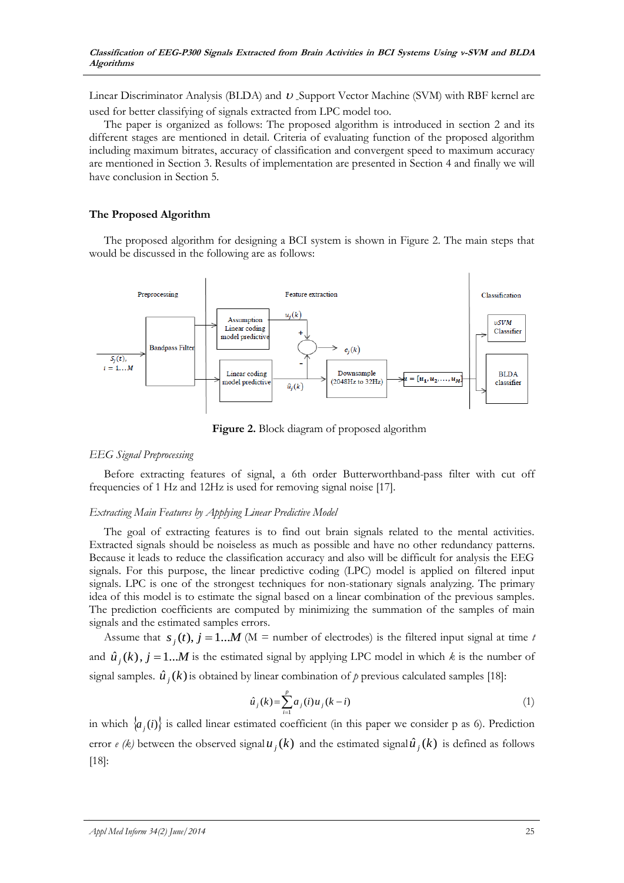Linear Discriminator Analysis (BLDA) and $\upsilon$ Support Vector Machine (SVM) with RBF kernel are used for better classifying of signals extracted from LPC model too.

The paper is organized as follows: The proposed algorithm is introduced in section 2 and its different stages are mentioned in detail. Criteria of evaluating function of the proposed algorithm including maximum bitrates, accuracy of classification and convergent speed to maximum accuracy are mentioned in Section 3. Results of implementation are presented in Section 4 and finally we will have conclusion in Section 5.

## The Proposed Algorithm

The proposed algorithm for designing a BCI system is shown in Figure 2. The main steps that would be discussed in the following are as follows:

**Figure 2.** Block diagram of proposed algorithm

### *EEG Signal Preprocessing*

Before extracting features of signal, a 6th order Butterworthband-pass filter with cut off frequencies of 1 Hz and 12Hz is used for removing signal noise [17].

### *Extracting Main Features by Applying Linear Predictive Model*

The goal of extracting features is to find out brain signals related to the mental activities. Extracted signals should be noiseless as much as possible and have no other redundancy patterns. Because it leads to reduce the classification accuracy and also will be difficult for analysis the EEG signals. For this purpose, the linear predictive coding (LPC) model is applied on filtered input signals. LPC is one of the strongest techniques for non-stationary signals analyzing. The primary idea of this model is to estimate the signal based on a linear combination of the previous samples. The prediction coefficients are computed by minimizing the summation of the samples of main signals and the estimated samples errors.

Assume that $s_j(t), j=1...M$ (M = number of electrodes) is the filtered input signal at time *t* and $\hat{u}_j(k), j=1...M$ is the estimated signal by applying LPC model in which *k* is the number of signal samples. $\hat{u}_j(k)$ is obtained by linear combination of *p* previous calculated samples [18]:

$$\hat{u}_j(k)=\sum_{i=1}^{p}a_j(i)u_j(k-i) \tag{1}$$

in which $\{a_j(i)\}$ is called linear estimated coefficient (in this paper we consider p as 6). Prediction error *e (k)* between the observed signal $u_j(k)$ and the estimated signal $\hat{u}_j(k)$ is defined as follows [18]: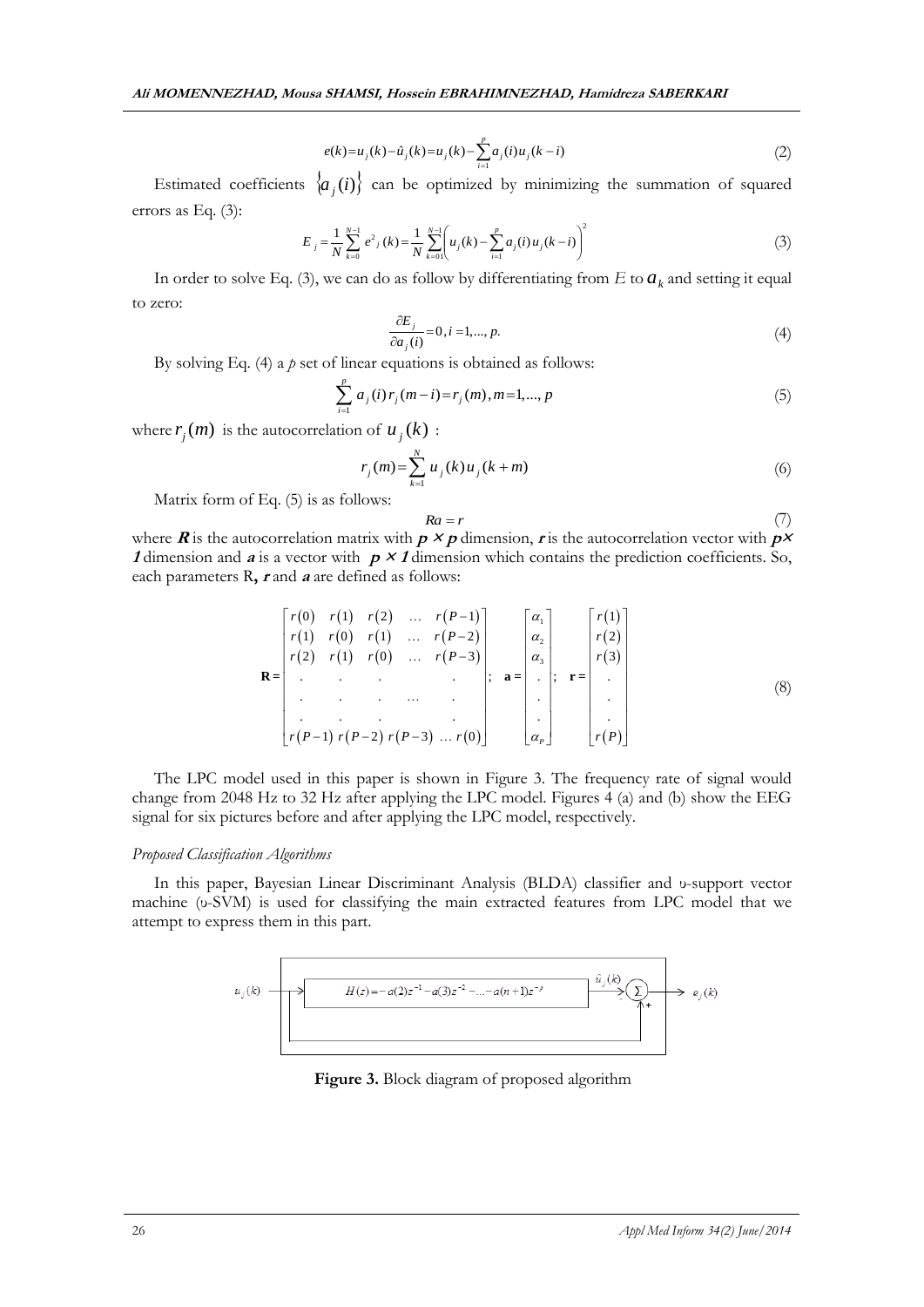$$e(k) = u_j(k) - \hat{u}_j(k) = u_j(k) - \sum_{i=1}^{p} a_j(i) u_j(k-i) \tag{2}$$

Estimated coefficients $\{a_j(i)\}$ can be optimized by minimizing the summation of squared errors as Eq. (3):

$$E_j = \frac{1}{N} \sum_{k=0}^{N-1} e^2{}_j(k) = \frac{1}{N} \sum_{k=01}^{N-1} \left( u_j(k) - \sum_{i=1}^{p} a_j(i) u_j(k-i) \right)^2 \tag{3}$$

In order to solve Eq. (3), we can do as follow by differentiating from $E$ to $a_k$ and setting it equal to zero:

$$\frac{\partial E_j}{\partial a_j(i)} = 0, i = 1, ..., p. \tag{4}$$

By solving Eq. (4) a $p$ set of linear equations is obtained as follows:

$$\sum_{i=1}^{p} a_j(i) r_j(m-i) = r_j(m), m = 1, ..., p \tag{5}$$

where $r_j(m)$ is the autocorrelation of $u_j(k)$ :

$$r_j(m) = \sum_{k=1}^{N} u_j(k) u_j(k+m) \tag{6}$$

Matrix form of Eq. (5) is as follows:

$$Ra = r \tag{7}$$

where $\boldsymbol{R}$ is the autocorrelation matrix with $\boldsymbol{p \times p}$ dimension, $\boldsymbol{r}$ is the autocorrelation vector with $\boldsymbol{p \times 1}$ dimension and $\boldsymbol{a}$ is a vector with $\boldsymbol{p \times 1}$ dimension which contains the prediction coefficients. So, each parameters R**,** $\boldsymbol{r}$ and $\boldsymbol{a}$ are defined as follows:

$$\mathbf{R} = \begin{bmatrix} r(0) & r(1) & r(2) & \dots & r(P-1) \\ r(1) & r(0) & r(1) & \dots & r(P-2) \\ r(2) & r(1) & r(0) & \dots & r(P-3) \\ . & . & . & & . \\ . & . & . & \dots & . \\ . & . & . & & . \\ r(P-1) & r(P-2) & r(P-3) & \dots & r(0) \end{bmatrix}; \quad \mathbf{a} = \begin{bmatrix} \alpha_1 \\ \alpha_2 \\ \alpha_3 \\ . \\ . \\ . \\ \alpha_P \end{bmatrix}; \quad \mathbf{r} = \begin{bmatrix} r(1) \\ r(2) \\ r(3) \\ . \\ . \\ . \\ r(P) \end{bmatrix} \tag{8}$$

The LPC model used in this paper is shown in Figure 3. The frequency rate of signal would change from 2048 Hz to 32 Hz after applying the LPC model. Figures 4 (a) and (b) show the EEG signal for six pictures before and after applying the LPC model, respectively.

*Proposed Classification Algorithms*

In this paper, Bayesian Linear Discriminant Analysis (BLDA) classifier and υ-support vector machine (υ-SVM) is used for classifying the main extracted features from LPC model that we attempt to express them in this part.

$u_j(k)$ → $H(z) = -a(2)z^{-1} - a(3)z^{-2} - ... - a(n+1)z^{-p}$ → $\hat{u}_j(k)$ → $\Sigma$ → $e_j(k)$

**Figure 3.** Block diagram of proposed algorithm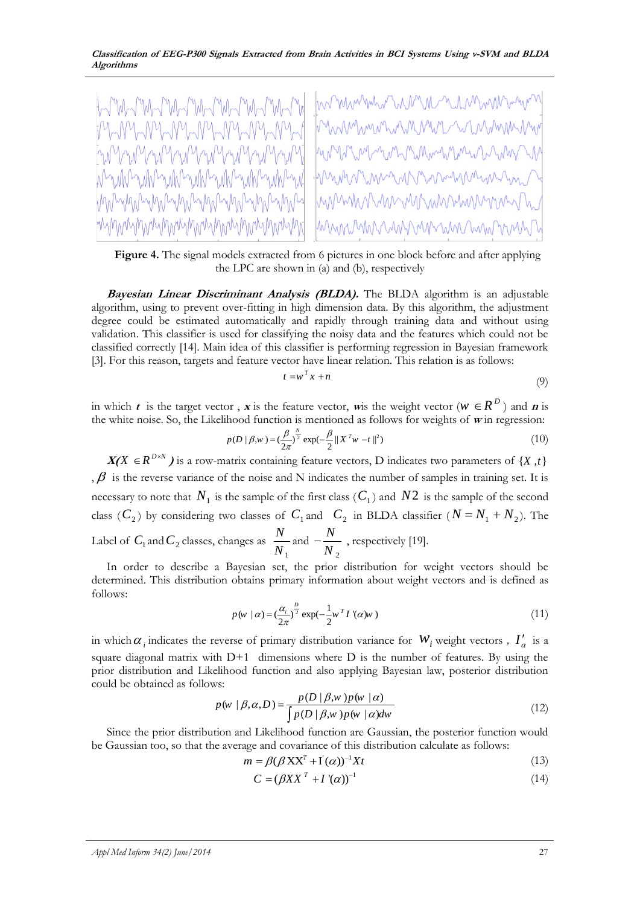**Figure 4.** The signal models extracted from 6 pictures in one block before and after applying the LPC are shown in (a) and (b), respectively

***Bayesian Linear Discriminant Analysis (BLDA).*** The BLDA algorithm is an adjustable algorithm, using to prevent over-fitting in high dimension data. By this algorithm, the adjustment degree could be estimated automatically and rapidly through training data and without using validation. This classifier is used for classifying the noisy data and the features which could not be classified correctly [14]. Main idea of this classifier is performing regression in Bayesian framework [3]. For this reason, targets and feature vector have linear relation. This relation is as follows:

$$t = w^T x + n \tag{9}$$

in which $\boldsymbol{t}$ is the target vector , $\boldsymbol{x}$ is the feature vector, $\boldsymbol{w}$is the weight vector ($w \in R^D$) and $\boldsymbol{n}$ is the white noise. So, the Likelihood function is mentioned as follows for weights of $\boldsymbol{w}$ in regression:

$$p(D \mid \beta, w) = (\frac{\beta}{2\pi})^{\frac{N}{2}} \exp(-\frac{\beta}{2} \| X^T w - t \|^2) \tag{10}$$

$\boldsymbol{X(}X \in R^{D \times N}\boldsymbol{)}$ is a row-matrix containing feature vectors, D indicates two parameters of $\{X, t\}$ , $\beta$ is the reverse variance of the noise and N indicates the number of samples in training set. It is necessary to note that $N_1$ is the sample of the first class ($C_1$) and $N2$ is the sample of the second class ($C_2$) by considering two classes of $C_1$ and $C_2$ in BLDA classifier ($N = N_1 + N_2$). The Label of $C_1$ and $C_2$ classes, changes as $\frac{N}{N_1}$ and $-\frac{N}{N_2}$ , respectively [19].

In order to describe a Bayesian set, the prior distribution for weight vectors should be determined. This distribution obtains primary information about weight vectors and is defined as follows:

$$p(w \mid \alpha) = (\frac{\alpha_i}{2\pi})^{\frac{D}{2}} \exp(-\frac{1}{2} w^T I'(\alpha) w) \tag{11}$$

in which $\alpha_i$ indicates the reverse of primary distribution variance for $W_i$ weight vectors , $I'_\alpha$ is a square diagonal matrix with D+1 dimensions where D is the number of features. By using the prior distribution and Likelihood function and also applying Bayesian law, posterior distribution could be obtained as follows:

$$p(w \mid \beta, \alpha, D) = \frac{p(D \mid \beta, w) p(w \mid \alpha)}{\int p(D \mid \beta, w) p(w \mid \alpha) dw} \tag{12}$$

Since the prior distribution and Likelihood function are Gaussian, the posterior function would be Gaussian too, so that the average and covariance of this distribution calculate as follows:

$$m = \beta(\beta XX^T + I'(\alpha))^{-1} X t \tag{13}$$

$$C = (\beta XX^T + I'(\alpha))^{-1} \tag{14}$$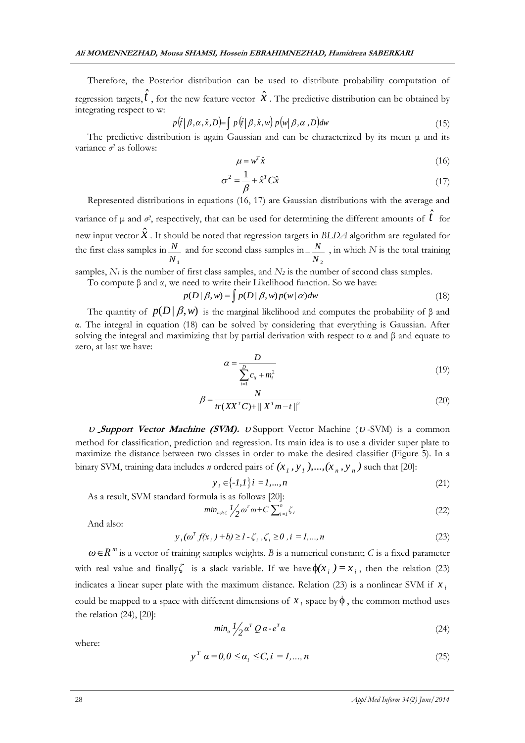Therefore, the Posterior distribution can be used to distribute probability computation of regression targets, $\hat{t}$ , for the new feature vector $\hat{x}$ . The predictive distribution can be obtained by integrating respect to w:

$$p(\hat{t}|\beta,\alpha,\hat{x},D)=\int p(\hat{t}|\beta,\hat{x},w)\,p(w|\beta,\alpha,D)dw \tag{15}$$

The predictive distribution is again Gaussian and can be characterized by its mean μ and its variance $\sigma^2$ as follows:

$$\mu = w^T\hat{x} \tag{16}$$

$$\sigma^2 = \frac{1}{\beta} + \hat{x}^T C\hat{x} \tag{17}$$

Represented distributions in equations (16, 17) are Gaussian distributions with the average and variance of μ and $\sigma^2$, respectively, that can be used for determining the different amounts of $\hat{t}$ for new input vector $\hat{x}$ . It should be noted that regression targets in *BLDA* algorithm are regulated for the first class samples in $\frac{N}{N_1}$ and for second class samples in $-\frac{N}{N_2}$ , in which $N$ is the total training samples, $N_1$ is the number of first class samples, and $N_2$ is the number of second class samples.

To compute β and α, we need to write their Likelihood function. So we have:

$$p(D|\beta,w) = \int p(D|\beta,w)p(w|\alpha)dw \tag{18}$$

The quantity of $p(D|\beta,w)$ is the marginal likelihood and computes the probability of β and α. The integral in equation (18) can be solved by considering that everything is Gaussian. After solving the integral and maximizing that by partial derivation with respect to α and β and equate to zero, at last we have:

$$\alpha = \frac{D}{\sum_{i=1}^{D} c_{ii} + m_i^2} \tag{19}$$

$$\beta = \frac{N}{tr(XX^TC) + \| X^Tm - t \|^2} \tag{20}$$

***υ* Support Vector Machine (SVM).** *υ* Support Vector Machine (*υ*-SVM) is a common method for classification, prediction and regression. Its main idea is to use a divider super plate to maximize the distance between two classes in order to make the desired classifier (Figure 5). In a binary SVM, training data includes *n* ordered pairs of $(x_1, y_1),...,(x_n, y_n)$ such that [20]:

$$y_i \in \{-1,1\}\; i = 1,...,n \tag{21}$$

As a result, SVM standard formula is as follows [20]:

$$min_{\omega,b,\zeta}\; {}^{1}\!/_{2}\,\omega^T\omega + C\sum_{i=1}^{n}\zeta_i \tag{22}$$

And also:

$$y_i(\omega^T f(x_i) + b) \geq 1 - \zeta_i\,, \zeta_i \geq 0\,, i = 1,...,n \tag{23}$$

$\omega \in R^m$ is a vector of training samples weights. *B* is a numerical constant; *C* is a fixed parameter with real value and finally $\zeta$ is a slack variable. If we have $\phi(x_i) = x_i$, then the relation (23) indicates a linear super plate with the maximum distance. Relation (23) is a nonlinear SVM if $x_i$ could be mapped to a space with different dimensions of $x_i$ space by $\phi$ , the common method uses the relation (24), [20]:

$$min_{\alpha}\; {}^{1}\!/_{2}\,\alpha^T Q\,\alpha - e^T\alpha \tag{24}$$

where:

$$y^T\alpha = 0, 0 \leq \alpha_i \leq C, i = 1,...,n \tag{25}$$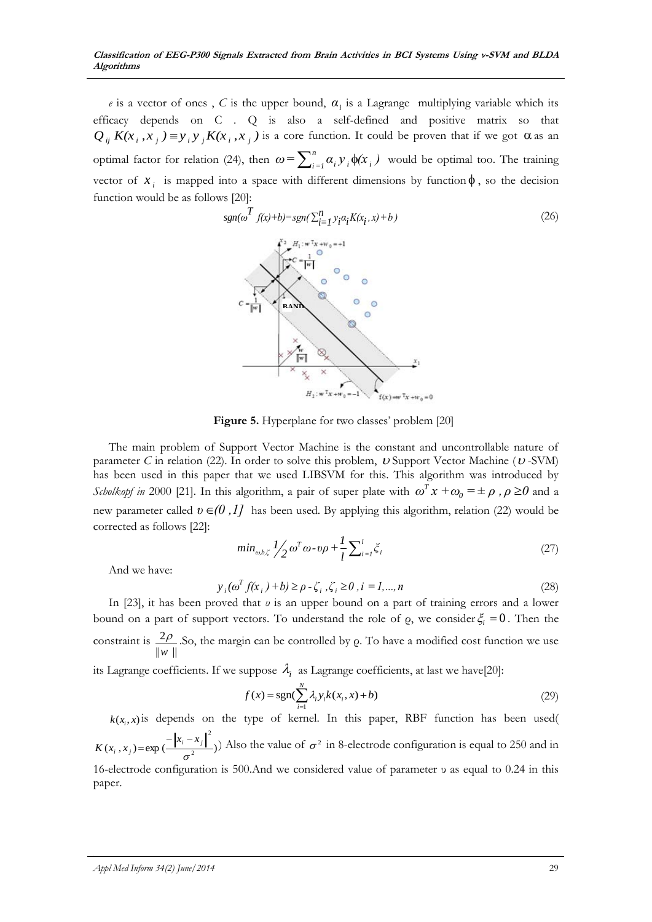*e* is a vector of ones , *C* is the upper bound, $\alpha_i$ is a Lagrange multiplying variable which its efficacy depends on C . Q is also a self-defined and positive matrix so that $Q_{ij}\, K(x_i , x_j ) \equiv y_i y_j K(x_i , x_j )$ is a core function. It could be proven that if we got $\alpha$ as an optimal factor for relation (24), then $\omega = \sum_{i=1}^{n} \alpha_i y_i \phi(x_i )$ would be optimal too. The training vector of $x_i$ is mapped into a space with different dimensions by function $\phi$ , so the decision function would be as follows [20]:

$$sgn(\omega^T f(x)+b)=sgn(\sum_{i=1}^{n} y_i\alpha_i K(x_i , x)+b) \tag{26}$$

**Figure 5.** Hyperplane for two classes' problem [20]

The main problem of Support Vector Machine is the constant and uncontrollable nature of parameter *C* in relation (22). In order to solve this problem, $\upsilon$ Support Vector Machine ($\upsilon$-SVM) has been used in this paper that we used LIBSVM for this. This algorithm was introduced by *Scholkopf in* 2000 [21]. In this algorithm, a pair of super plate with $\omega^T x + \omega_0 = \pm \rho \, , \rho \geq 0$ and a new parameter called $\upsilon \in (0 \, ,1]$ has been used. By applying this algorithm, relation (22) would be corrected as follows [22]:

$$min_{\omega,b,\zeta} \ \tfrac{1}{2} \omega^T \omega - \upsilon\rho + \frac{1}{l} \sum_{i=1}^{l} \xi_i \tag{27}$$

And we have:

$$y_i (\omega^T f(x_i ) + b) \geq \rho - \zeta_i \, , \zeta_i \geq 0 \, , i = 1,..., n \tag{28}$$

In [23], it has been proved that $\upsilon$ is an upper bound on a part of training errors and a lower bound on a part of support vectors. To understand the role of ϱ, we consider $\xi_i = 0$. Then the constraint is $\frac{2\rho}{\|w\|}$ .So, the margin can be controlled by ϱ. To have a modified cost function we use its Lagrange coefficients. If we suppose $\lambda_i$ as Lagrange coefficients, at last we have[20]:

$$f(x) = \text{sgn}(\sum_{i=1}^{N} \lambda_i y_i k(x_i, x) + b) \tag{29}$$

$k(x_i, x)$ is depends on the type of kernel. In this paper, RBF function has been used( $K(x_i , x_j ) = \exp(\frac{-\|x_i - x_j\|^2}{\sigma^2})$) Also the value of $\sigma^2$ in 8-electrode configuration is equal to 250 and in 16-electrode configuration is 500.And we considered value of parameter $\upsilon$ as equal to 0.24 in this paper.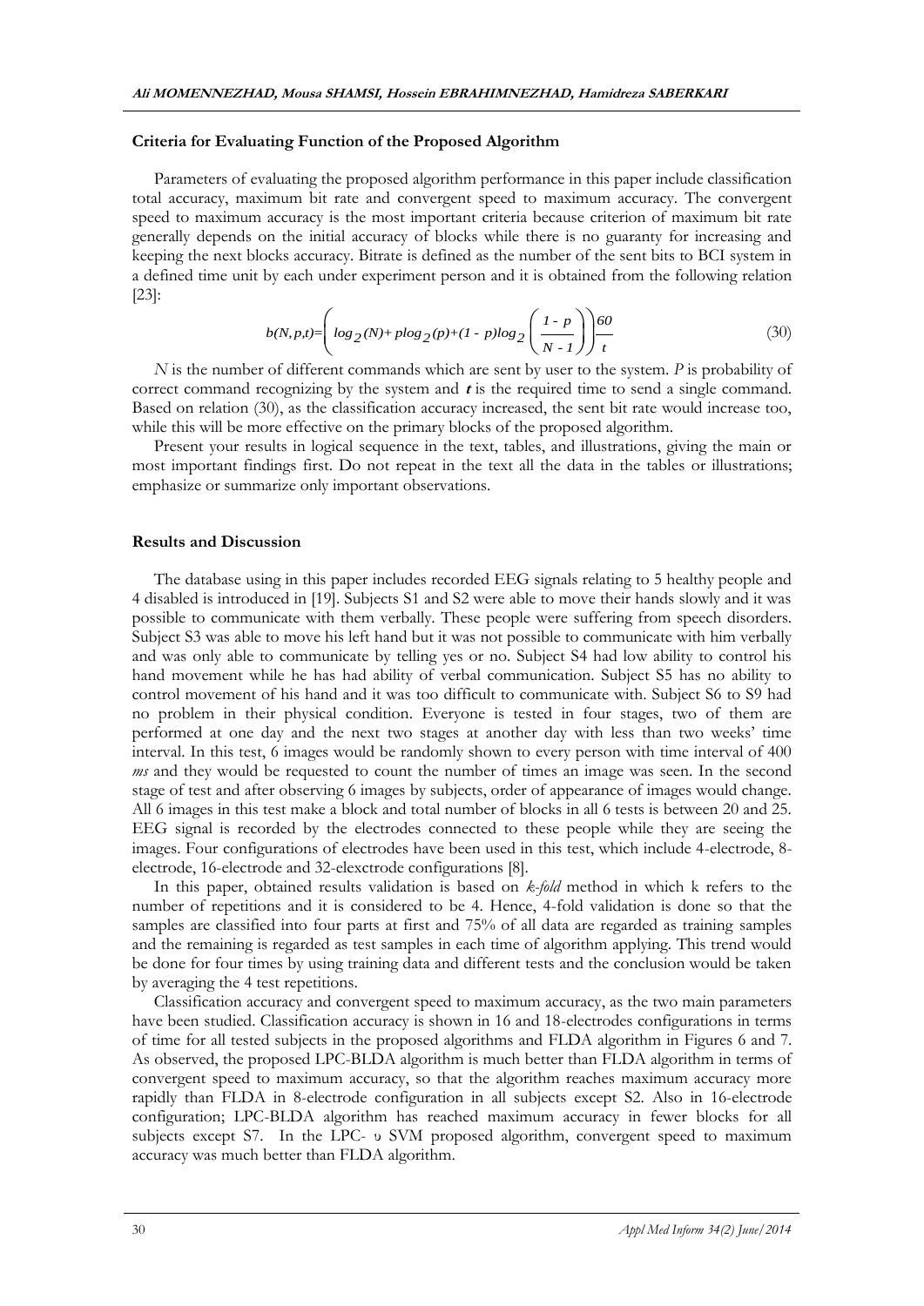### Criteria for Evaluating Function of the Proposed Algorithm

Parameters of evaluating the proposed algorithm performance in this paper include classification total accuracy, maximum bit rate and convergent speed to maximum accuracy. The convergent speed to maximum accuracy is the most important criteria because criterion of maximum bit rate generally depends on the initial accuracy of blocks while there is no guaranty for increasing and keeping the next blocks accuracy. Bitrate is defined as the number of the sent bits to BCI system in a defined time unit by each under experiment person and it is obtained from the following relation [23]:

$$b(N,p,t)=\left(\log_2(N)+p\log_2(p)+(1-p)\log_2\left(\frac{1-p}{N-1}\right)\right)\frac{60}{t} \tag{30}$$

$N$ is the number of different commands which are sent by user to the system. $P$ is probability of correct command recognizing by the system and $t$ is the required time to send a single command. Based on relation (30), as the classification accuracy increased, the sent bit rate would increase too, while this will be more effective on the primary blocks of the proposed algorithm.

Present your results in logical sequence in the text, tables, and illustrations, giving the main or most important findings first. Do not repeat in the text all the data in the tables or illustrations; emphasize or summarize only important observations.

### Results and Discussion

The database using in this paper includes recorded EEG signals relating to 5 healthy people and 4 disabled is introduced in [19]. Subjects S1 and S2 were able to move their hands slowly and it was possible to communicate with them verbally. These people were suffering from speech disorders. Subject S3 was able to move his left hand but it was not possible to communicate with him verbally and was only able to communicate by telling yes or no. Subject S4 had low ability to control his hand movement while he has had ability of verbal communication. Subject S5 has no ability to control movement of his hand and it was too difficult to communicate with. Subject S6 to S9 had no problem in their physical condition. Everyone is tested in four stages, two of them are performed at one day and the next two stages at another day with less than two weeks' time interval. In this test, 6 images would be randomly shown to every person with time interval of 400 *ms* and they would be requested to count the number of times an image was seen. In the second stage of test and after observing 6 images by subjects, order of appearance of images would change. All 6 images in this test make a block and total number of blocks in all 6 tests is between 20 and 25. EEG signal is recorded by the electrodes connected to these people while they are seeing the images. Four configurations of electrodes have been used in this test, which include 4-electrode, 8-electrode, 16-electrode and 32-elexctrode configurations [8].

In this paper, obtained results validation is based on *k-fold* method in which k refers to the number of repetitions and it is considered to be 4. Hence, 4-fold validation is done so that the samples are classified into four parts at first and 75% of all data are regarded as training samples and the remaining is regarded as test samples in each time of algorithm applying. This trend would be done for four times by using training data and different tests and the conclusion would be taken by averaging the 4 test repetitions.

Classification accuracy and convergent speed to maximum accuracy, as the two main parameters have been studied. Classification accuracy is shown in 16 and 18-electrodes configurations in terms of time for all tested subjects in the proposed algorithms and FLDA algorithm in Figures 6 and 7. As observed, the proposed LPC-BLDA algorithm is much better than FLDA algorithm in terms of convergent speed to maximum accuracy, so that the algorithm reaches maximum accuracy more rapidly than FLDA in 8-electrode configuration in all subjects except S2. Also in 16-electrode configuration; LPC-BLDA algorithm has reached maximum accuracy in fewer blocks for all subjects except S7. In the LPC- υ SVM proposed algorithm, convergent speed to maximum accuracy was much better than FLDA algorithm.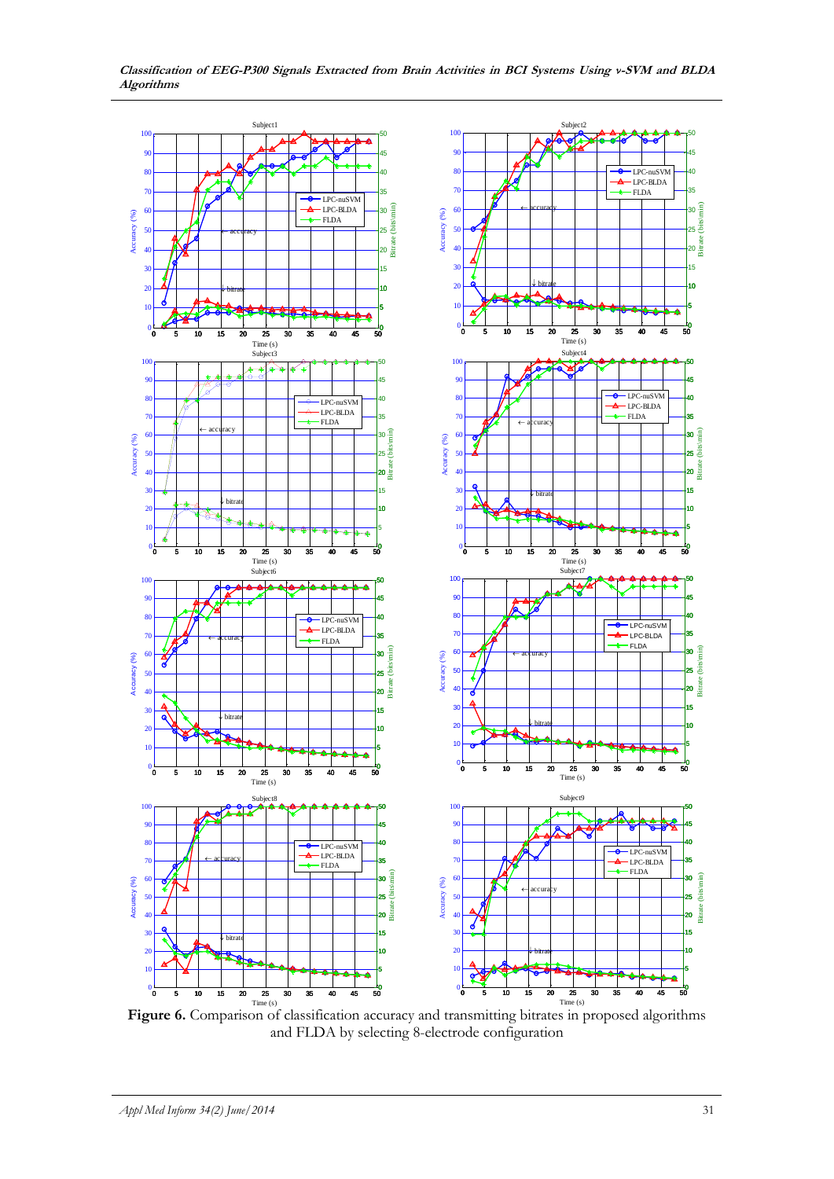**Figure 6.** Comparison of classification accuracy and transmitting bitrates in proposed algorithms and FLDA by selecting 8-electrode configuration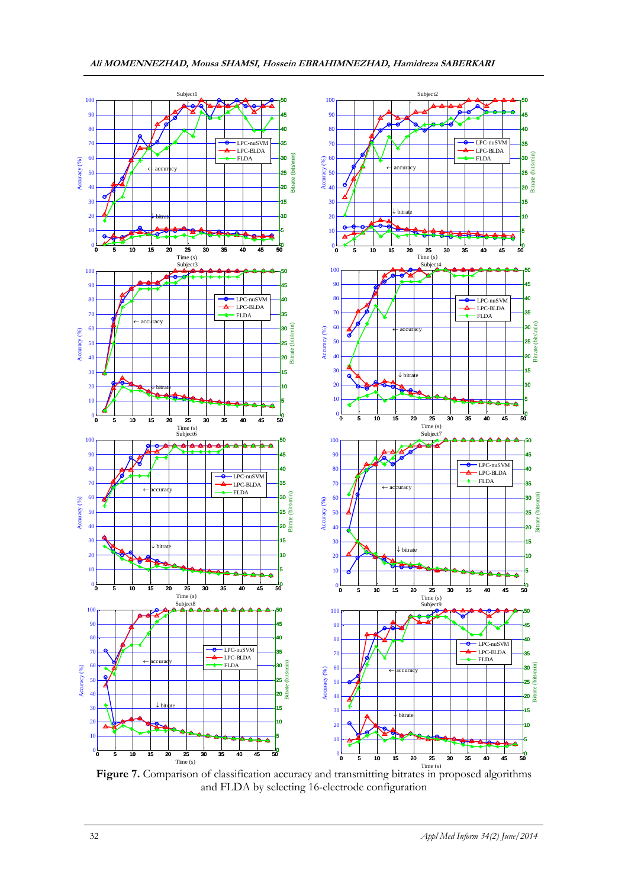**Figure 7.** Comparison of classification accuracy and transmitting bitrates in proposed algorithms and FLDA by selecting 16-electrode configuration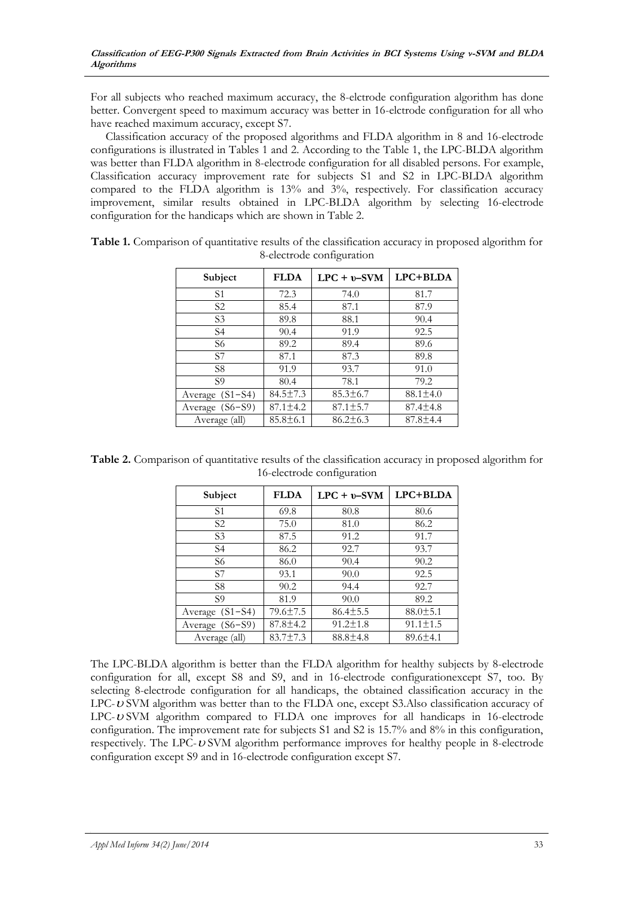For all subjects who reached maximum accuracy, the 8-elctrode configuration algorithm has done better. Convergent speed to maximum accuracy was better in 16-elctrode configuration for all who have reached maximum accuracy, except S7.

Classification accuracy of the proposed algorithms and FLDA algorithm in 8 and 16-electrode configurations is illustrated in Tables 1 and 2. According to the Table 1, the LPC-BLDA algorithm was better than FLDA algorithm in 8-electrode configuration for all disabled persons. For example, Classification accuracy improvement rate for subjects S1 and S2 in LPC-BLDA algorithm compared to the FLDA algorithm is 13% and 3%, respectively. For classification accuracy improvement, similar results obtained in LPC-BLDA algorithm by selecting 16-electrode configuration for the handicaps which are shown in Table 2.

**Table 1.** Comparison of quantitative results of the classification accuracy in proposed algorithm for 8-electrode configuration

| Subject | FLDA | LPC + υ–SVM | LPC+BLDA |
|---|---|---|---|
| S1 | 72.3 | 74.0 | 81.7 |
| S2 | 85.4 | 87.1 | 87.9 |
| S3 | 89.8 | 88.1 | 90.4 |
| S4 | 90.4 | 91.9 | 92.5 |
| S6 | 89.2 | 89.4 | 89.6 |
| S7 | 87.1 | 87.3 | 89.8 |
| S8 | 91.9 | 93.7 | 91.0 |
| S9 | 80.4 | 78.1 | 79.2 |
| Average (S1−S4) | 84.5±7.3 | 85.3±6.7 | 88.1±4.0 |
| Average (S6−S9) | 87.1±4.2 | 87.1±5.7 | 87.4±4.8 |
| Average (all) | 85.8±6.1 | 86.2±6.3 | 87.8±4.4 |

**Table 2.** Comparison of quantitative results of the classification accuracy in proposed algorithm for 16-electrode configuration

| Subject | FLDA | LPC + υ–SVM | LPC+BLDA |
|---|---|---|---|
| S1 | 69.8 | 80.8 | 80.6 |
| S2 | 75.0 | 81.0 | 86.2 |
| S3 | 87.5 | 91.2 | 91.7 |
| S4 | 86.2 | 92.7 | 93.7 |
| S6 | 86.0 | 90.4 | 90.2 |
| S7 | 93.1 | 90.0 | 92.5 |
| S8 | 90.2 | 94.4 | 92.7 |
| S9 | 81.9 | 90.0 | 89.2 |
| Average (S1−S4) | 79.6±7.5 | 86.4±5.5 | 88.0±5.1 |
| Average (S6−S9) | 87.8±4.2 | 91.2±1.8 | 91.1±1.5 |
| Average (all) | 83.7±7.3 | 88.8±4.8 | 89.6±4.1 |

The LPC-BLDA algorithm is better than the FLDA algorithm for healthy subjects by 8-electrode configuration for all, except S8 and S9, and in 16-electrode configurationexcept S7, too. By selecting 8-electrode configuration for all handicaps, the obtained classification accuracy in the LPC-$\upsilon$SVM algorithm was better than to the FLDA one, except S3.Also classification accuracy of LPC-$\upsilon$SVM algorithm compared to FLDA one improves for all handicaps in 16-electrode configuration. The improvement rate for subjects S1 and S2 is 15.7% and 8% in this configuration, respectively. The LPC-$\upsilon$SVM algorithm performance improves for healthy people in 8-electrode configuration except S9 and in 16-electrode configuration except S7.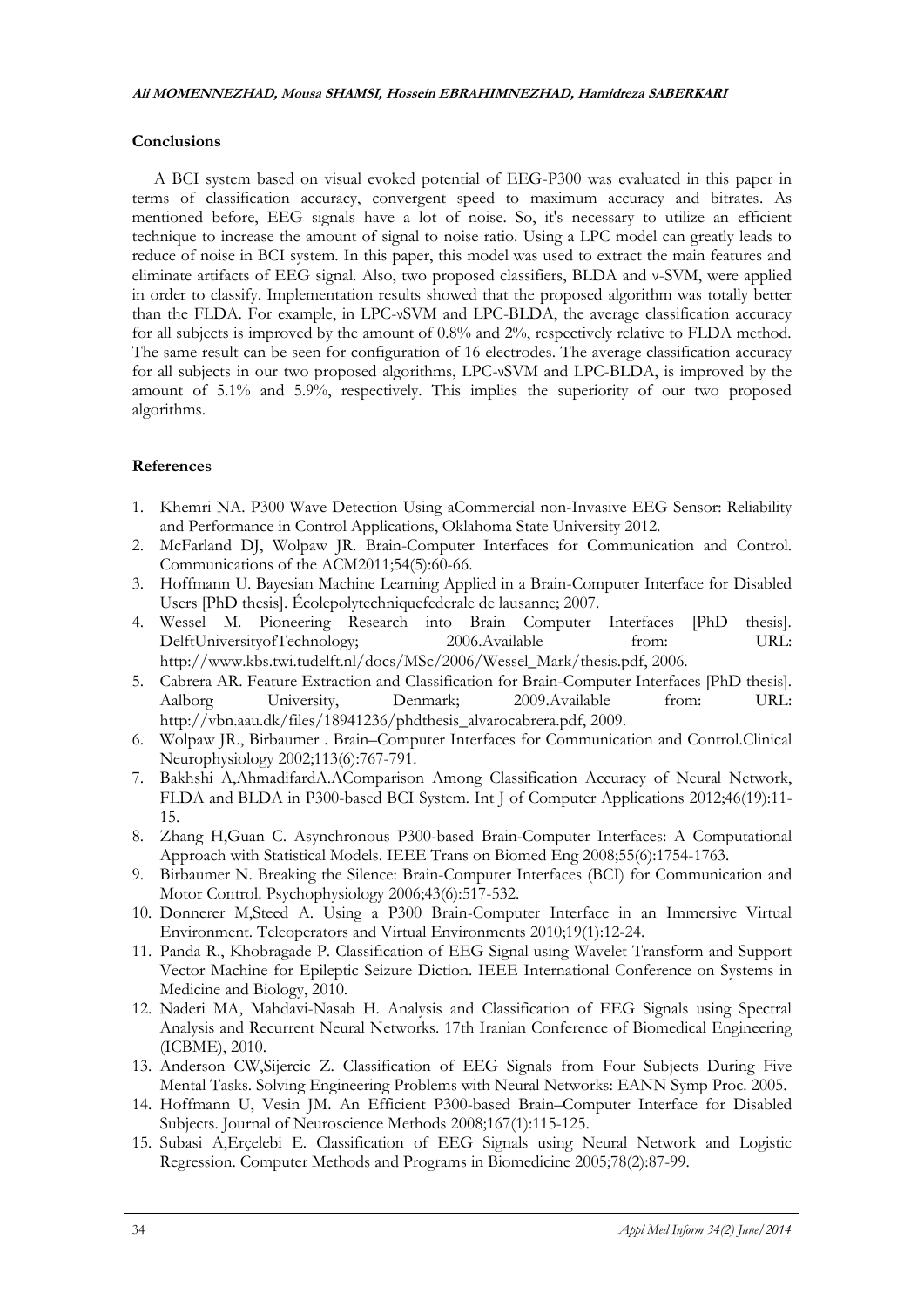## Conclusions

A BCI system based on visual evoked potential of EEG-P300 was evaluated in this paper in terms of classification accuracy, convergent speed to maximum accuracy and bitrates. As mentioned before, EEG signals have a lot of noise. So, it's necessary to utilize an efficient technique to increase the amount of signal to noise ratio. Using a LPC model can greatly leads to reduce of noise in BCI system. In this paper, this model was used to extract the main features and eliminate artifacts of EEG signal. Also, two proposed classifiers, BLDA and ν-SVM, were applied in order to classify. Implementation results showed that the proposed algorithm was totally better than the FLDA. For example, in LPC-νSVM and LPC-BLDA, the average classification accuracy for all subjects is improved by the amount of 0.8% and 2%, respectively relative to FLDA method. The same result can be seen for configuration of 16 electrodes. The average classification accuracy for all subjects in our two proposed algorithms, LPC-νSVM and LPC-BLDA, is improved by the amount of 5.1% and 5.9%, respectively. This implies the superiority of our two proposed algorithms.

## References

1. Khemri NA. P300 Wave Detection Using aCommercial non-Invasive EEG Sensor: Reliability and Performance in Control Applications, Oklahoma State University 2012.
2. McFarland DJ, Wolpaw JR. Brain-Computer Interfaces for Communication and Control. Communications of the ACM2011;54(5):60-66.
3. Hoffmann U. Bayesian Machine Learning Applied in a Brain-Computer Interface for Disabled Users [PhD thesis]. Écolepolytechniquefederale de lausanne; 2007.
4. Wessel M. Pioneering Research into Brain Computer Interfaces [PhD thesis]. DelftUniversityofTechnology; 2006.Available from: URL: http://www.kbs.twi.tudelft.nl/docs/MSc/2006/Wessel_Mark/thesis.pdf, 2006.
5. Cabrera AR. Feature Extraction and Classification for Brain-Computer Interfaces [PhD thesis]. Aalborg University, Denmark; 2009.Available from: URL: http://vbn.aau.dk/files/18941236/phdthesis_alvarocabrera.pdf, 2009.
6. Wolpaw JR., Birbaumer . Brain–Computer Interfaces for Communication and Control.Clinical Neurophysiology 2002;113(6):767-791.
7. Bakhshi A,AhmadifardA.AComparison Among Classification Accuracy of Neural Network, FLDA and BLDA in P300-based BCI System. Int J of Computer Applications 2012;46(19):11-15.
8. Zhang H,Guan C. Asynchronous P300-based Brain-Computer Interfaces: A Computational Approach with Statistical Models. IEEE Trans on Biomed Eng 2008;55(6):1754-1763.
9. Birbaumer N. Breaking the Silence: Brain-Computer Interfaces (BCI) for Communication and Motor Control. Psychophysiology 2006;43(6):517-532.
10. Donnerer M,Steed A. Using a P300 Brain-Computer Interface in an Immersive Virtual Environment. Teleoperators and Virtual Environments 2010;19(1):12-24.
11. Panda R., Khobragade P. Classification of EEG Signal using Wavelet Transform and Support Vector Machine for Epileptic Seizure Diction. IEEE International Conference on Systems in Medicine and Biology, 2010.
12. Naderi MA, Mahdavi-Nasab H. Analysis and Classification of EEG Signals using Spectral Analysis and Recurrent Neural Networks. 17th Iranian Conference of Biomedical Engineering (ICBME), 2010.
13. Anderson CW,Sijercic Z. Classification of EEG Signals from Four Subjects During Five Mental Tasks. Solving Engineering Problems with Neural Networks: EANN Symp Proc. 2005.
14. Hoffmann U, Vesin JM. An Efficient P300-based Brain–Computer Interface for Disabled Subjects. Journal of Neuroscience Methods 2008;167(1):115-125.
15. Subasi A,Erçelebi E. Classification of EEG Signals using Neural Network and Logistic Regression. Computer Methods and Programs in Biomedicine 2005;78(2):87-99.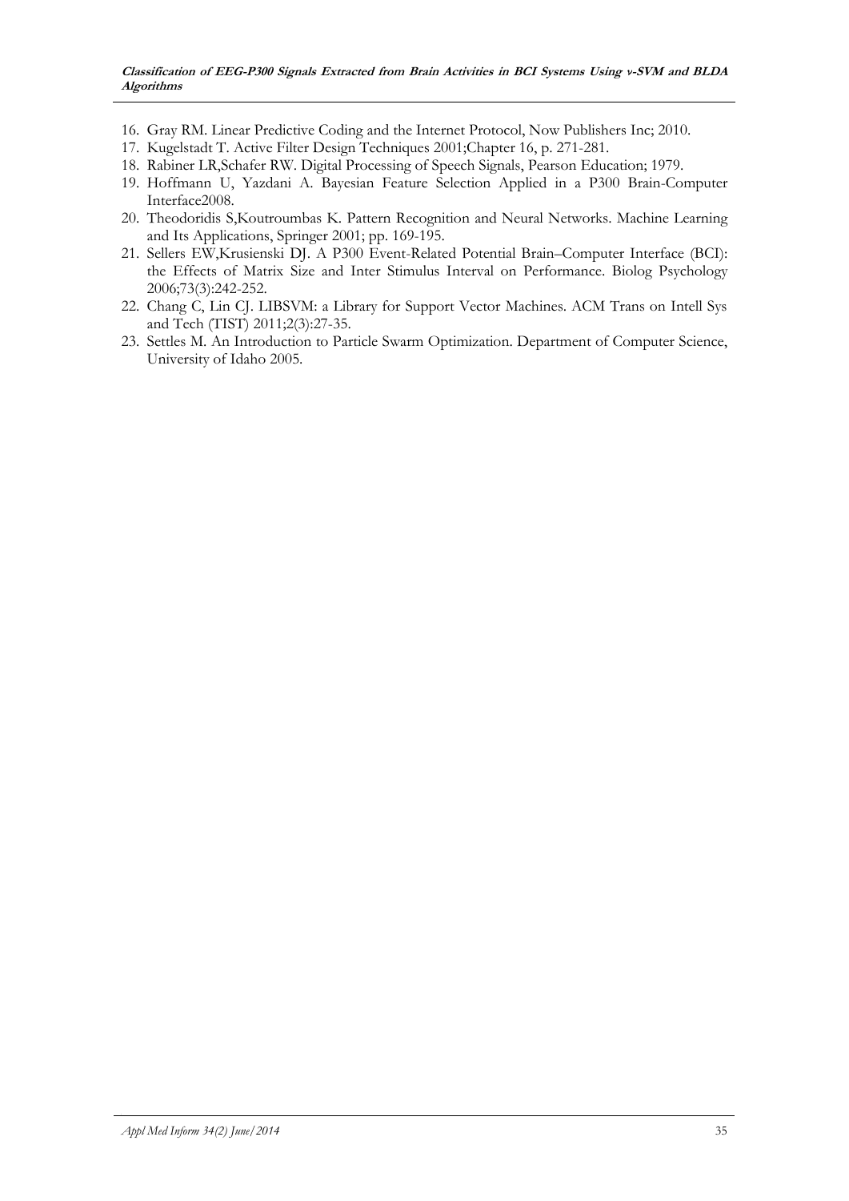16. Gray RM. Linear Predictive Coding and the Internet Protocol, Now Publishers Inc; 2010.
17. Kugelstadt T. Active Filter Design Techniques 2001;Chapter 16, p. 271-281.
18. Rabiner LR,Schafer RW. Digital Processing of Speech Signals, Pearson Education; 1979.
19. Hoffmann U, Yazdani A. Bayesian Feature Selection Applied in a P300 Brain-Computer Interface2008.
20. Theodoridis S,Koutroumbas K. Pattern Recognition and Neural Networks. Machine Learning and Its Applications, Springer 2001; pp. 169-195.
21. Sellers EW,Krusienski DJ. A P300 Event-Related Potential Brain–Computer Interface (BCI): the Effects of Matrix Size and Inter Stimulus Interval on Performance. Biolog Psychology 2006;73(3):242-252.
22. Chang C, Lin CJ. LIBSVM: a Library for Support Vector Machines. ACM Trans on Intell Sys and Tech (TIST) 2011;2(3):27-35.
23. Settles M. An Introduction to Particle Swarm Optimization. Department of Computer Science, University of Idaho 2005.